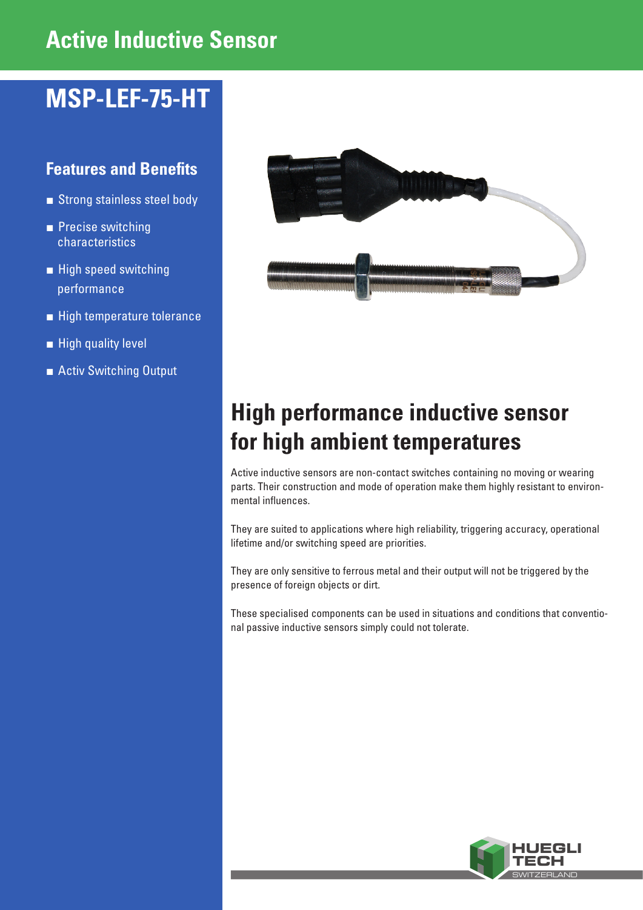# Active Inductive Sensor

## MSP-LEF-75-HT

### Features and Benefits

- Strong stainless steel body
- Precise switching characteristics
- High speed switching performance
- High temperature tolerance
- High quality level
- Activ Switching Output

## High performance inductive sensor for high ambient temperatures

Active inductive sensors are non-contact switches containing no moving or wearing parts. Their construction and mode of operation make them highly resistant to environmental influences.

They are suited to applications where high reliability, triggering accuracy, operational lifetime and/or switching speed are priorities.

They are only sensitive to ferrous metal and their output will not be triggered by the presence of foreign objects or dirt.

These specialised components can be used in situations and conditions that conventional passive inductive sensors simply could not tolerate.

HUEGLI TECH
SWITZERLAND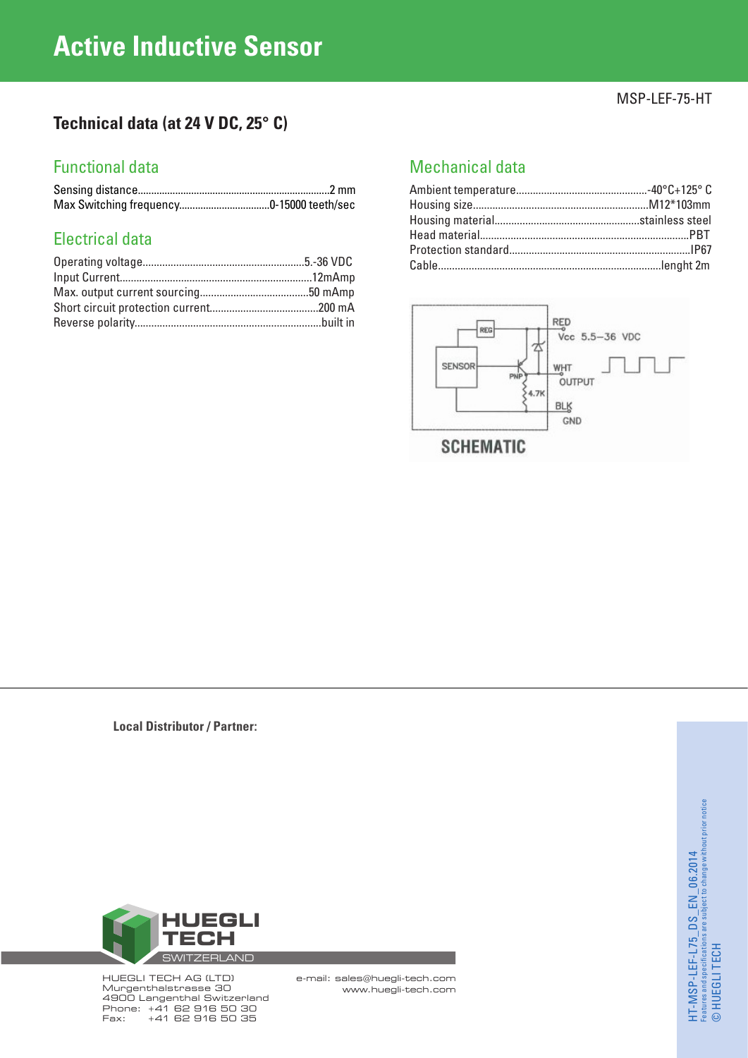# Active Inductive Sensor

MSP-LEF-75-HT

## Technical data (at 24 V DC, 25° C)

### Functional data

| | |
|---|---|
| Sensing distance | 2 mm |
| Max Switching frequency | 0-15000 teeth/sec |

### Electrical data

| | |
|---|---|
| Operating voltage | 5.-36 VDC |
| Input Current | 12mAmp |
| Max. output current sourcing | 50 mAmp |
| Short circuit protection current | 200 mA |
| Reverse polarity | built in |

### Mechanical data

| | |
|---|---|
| Ambient temperature | -40°C+125° C |
| Housing size | M12*103mm |
| Housing material | stainless steel |
| Head material | PBT |
| Protection standard | IP67 |
| Cable | lenght 2m |

REG
SENSOR
PNP
4.7K
RED
Vcc 5.5–36 VDC
WHT
OUTPUT
BLK
GND

SCHEMATIC

**Local Distributor / Partner:**

HUEGLI TECH
SWITZERLAND

HUEGLI TECH AG (LTD)
Murgenthalstrasse 30
4900 Langenthal Switzerland
Phone: +41 62 916 50 30
Fax: +41 62 916 50 35

e-mail: sales@huegli-tech.com
www.huegli-tech.com

HT-MSP-LEF-L75_DS_EN_06.2014
Features and specifications are subject to change without prior notice
© HUEGLI TECH